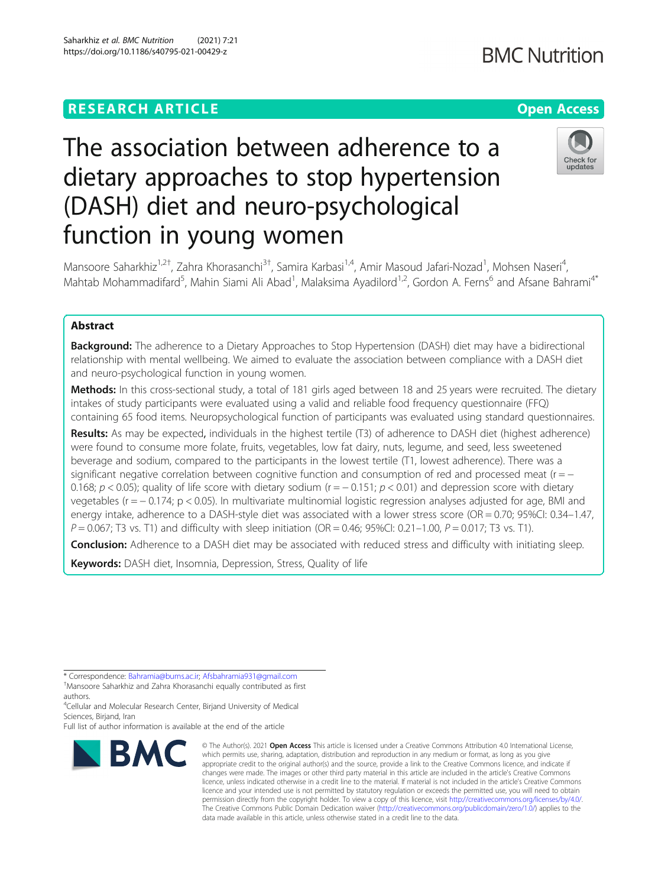RESEARCH ARTICLE

Open Access

# The association between adherence to a dietary approaches to stop hypertension (DASH) diet and neuro-psychological function in young women

Mansoore Saharkhiz[1,2†], Zahra Khorasanchi[3†], Samira Karbasi[1,4], Amir Masoud Jafari-Nozad[1], Mohsen Naseri[4], Mahtab Mohammadifard[5], Mahin Siami Ali Abad[1], Malaksima Ayadilord[1,2], Gordon A. Ferns[6] and Afsane Bahrami[4*]

## Abstract

**Background:** The adherence to a Dietary Approaches to Stop Hypertension (DASH) diet may have a bidirectional relationship with mental wellbeing. We aimed to evaluate the association between compliance with a DASH diet and neuro-psychological function in young women.

**Methods:** In this cross-sectional study, a total of 181 girls aged between 18 and 25 years were recruited. The dietary intakes of study participants were evaluated using a valid and reliable food frequency questionnaire (FFQ) containing 65 food items. Neuropsychological function of participants was evaluated using standard questionnaires.

**Results:** As may be expected**,** individuals in the highest tertile (T3) of adherence to DASH diet (highest adherence) were found to consume more folate, fruits, vegetables, low fat dairy, nuts, legume, and seed, less sweetened beverage and sodium, compared to the participants in the lowest tertile (T1, lowest adherence). There was a significant negative correlation between cognitive function and consumption of red and processed meat ($r = -0.168$; $p < 0.05$); quality of life score with dietary sodium ($r = -0.151$; $p < 0.01$) and depression score with dietary vegetables ($r = -0.174$; $p < 0.05$). In multivariate multinomial logistic regression analyses adjusted for age, BMI and energy intake, adherence to a DASH-style diet was associated with a lower stress score (OR = 0.70; 95%CI: 0.34–1.47, $P = 0.067$; T3 vs. T1) and difficulty with sleep initiation (OR = 0.46; 95%CI: 0.21–1.00, $P = 0.017$; T3 vs. T1).

**Conclusion:** Adherence to a DASH diet may be associated with reduced stress and difficulty with initiating sleep.

**Keywords:** DASH diet, Insomnia, Depression, Stress, Quality of life

\* Correspondence: Bahramia@bums.ac.ir; Afsbahramia931@gmail.com
†Mansoore Saharkhiz and Zahra Khorasanchi equally contributed as first authors.
[4]Cellular and Molecular Research Center, Birjand University of Medical Sciences, Birjand, Iran
Full list of author information is available at the end of the article

© The Author(s). 2021 **Open Access** This article is licensed under a Creative Commons Attribution 4.0 International License, which permits use, sharing, adaptation, distribution and reproduction in any medium or format, as long as you give appropriate credit to the original author(s) and the source, provide a link to the Creative Commons licence, and indicate if changes were made. The images or other third party material in this article are included in the article's Creative Commons licence, unless indicated otherwise in a credit line to the material. If material is not included in the article's Creative Commons licence and your intended use is not permitted by statutory regulation or exceeds the permitted use, you will need to obtain permission directly from the copyright holder. To view a copy of this licence, visit http://creativecommons.org/licenses/by/4.0/. The Creative Commons Public Domain Dedication waiver (http://creativecommons.org/publicdomain/zero/1.0/) applies to the data made available in this article, unless otherwise stated in a credit line to the data.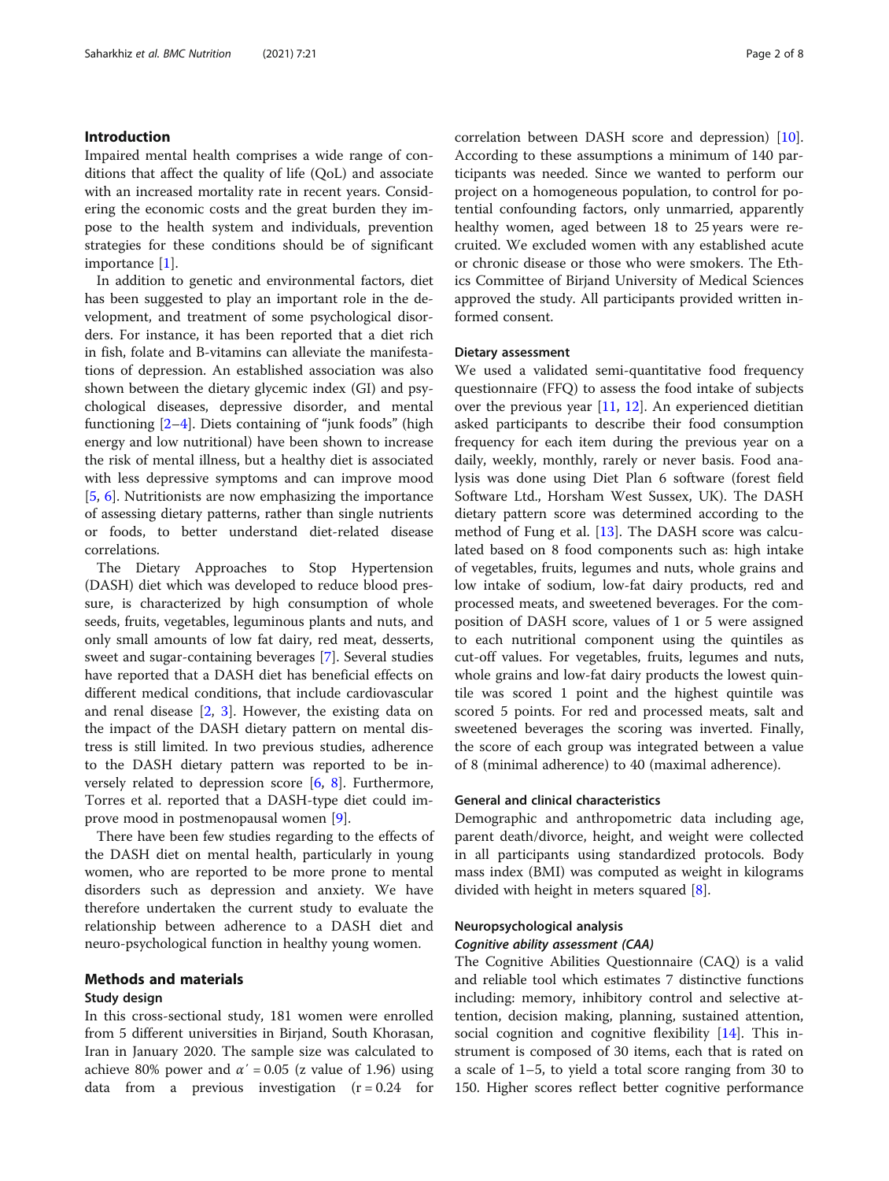## Introduction

Impaired mental health comprises a wide range of conditions that affect the quality of life (QoL) and associate with an increased mortality rate in recent years. Considering the economic costs and the great burden they impose to the health system and individuals, prevention strategies for these conditions should be of significant importance [1].

In addition to genetic and environmental factors, diet has been suggested to play an important role in the development, and treatment of some psychological disorders. For instance, it has been reported that a diet rich in fish, folate and B-vitamins can alleviate the manifestations of depression. An established association was also shown between the dietary glycemic index (GI) and psychological diseases, depressive disorder, and mental functioning [2–4]. Diets containing of "junk foods" (high energy and low nutritional) have been shown to increase the risk of mental illness, but a healthy diet is associated with less depressive symptoms and can improve mood [5, 6]. Nutritionists are now emphasizing the importance of assessing dietary patterns, rather than single nutrients or foods, to better understand diet-related disease correlations.

The Dietary Approaches to Stop Hypertension (DASH) diet which was developed to reduce blood pressure, is characterized by high consumption of whole seeds, fruits, vegetables, leguminous plants and nuts, and only small amounts of low fat dairy, red meat, desserts, sweet and sugar-containing beverages [7]. Several studies have reported that a DASH diet has beneficial effects on different medical conditions, that include cardiovascular and renal disease [2, 3]. However, the existing data on the impact of the DASH dietary pattern on mental distress is still limited. In two previous studies, adherence to the DASH dietary pattern was reported to be inversely related to depression score [6, 8]. Furthermore, Torres et al. reported that a DASH-type diet could improve mood in postmenopausal women [9].

There have been few studies regarding to the effects of the DASH diet on mental health, particularly in young women, who are reported to be more prone to mental disorders such as depression and anxiety. We have therefore undertaken the current study to evaluate the relationship between adherence to a DASH diet and neuro-psychological function in healthy young women.

## Methods and materials

### Study design

In this cross-sectional study, 181 women were enrolled from 5 different universities in Birjand, South Khorasan, Iran in January 2020. The sample size was calculated to achieve 80% power and $\alpha' = 0.05$ (z value of 1.96) using data from a previous investigation ($r = 0.24$ for correlation between DASH score and depression) [10]. According to these assumptions a minimum of 140 participants was needed. Since we wanted to perform our project on a homogeneous population, to control for potential confounding factors, only unmarried, apparently healthy women, aged between 18 to 25 years were recruited. We excluded women with any established acute or chronic disease or those who were smokers. The Ethics Committee of Birjand University of Medical Sciences approved the study. All participants provided written informed consent.

### Dietary assessment

We used a validated semi-quantitative food frequency questionnaire (FFQ) to assess the food intake of subjects over the previous year [11, 12]. An experienced dietitian asked participants to describe their food consumption frequency for each item during the previous year on a daily, weekly, monthly, rarely or never basis. Food analysis was done using Diet Plan 6 software (forest field Software Ltd., Horsham West Sussex, UK). The DASH dietary pattern score was determined according to the method of Fung et al. [13]. The DASH score was calculated based on 8 food components such as: high intake of vegetables, fruits, legumes and nuts, whole grains and low intake of sodium, low-fat dairy products, red and processed meats, and sweetened beverages. For the composition of DASH score, values of 1 or 5 were assigned to each nutritional component using the quintiles as cut-off values. For vegetables, fruits, legumes and nuts, whole grains and low-fat dairy products the lowest quintile was scored 1 point and the highest quintile was scored 5 points. For red and processed meats, salt and sweetened beverages the scoring was inverted. Finally, the score of each group was integrated between a value of 8 (minimal adherence) to 40 (maximal adherence).

### General and clinical characteristics

Demographic and anthropometric data including age, parent death/divorce, height, and weight were collected in all participants using standardized protocols. Body mass index (BMI) was computed as weight in kilograms divided with height in meters squared [8].

### Neuropsychological analysis

#### *Cognitive ability assessment (CAA)*

The Cognitive Abilities Questionnaire (CAQ) is a valid and reliable tool which estimates 7 distinctive functions including: memory, inhibitory control and selective attention, decision making, planning, sustained attention, social cognition and cognitive flexibility [14]. This instrument is composed of 30 items, each that is rated on a scale of 1–5, to yield a total score ranging from 30 to 150. Higher scores reflect better cognitive performance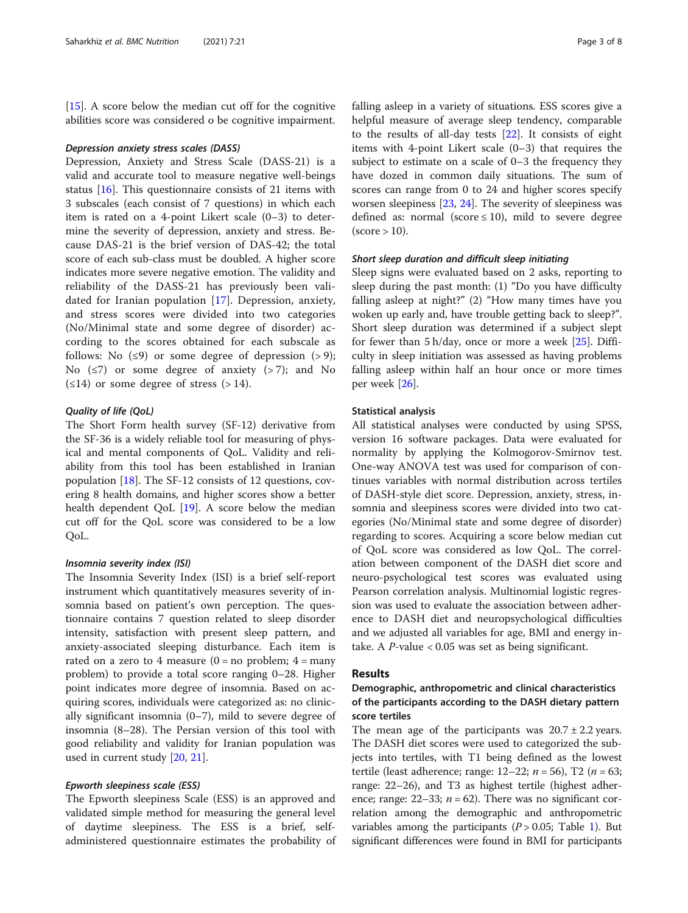[15]. A score below the median cut off for the cognitive abilities score was considered o be cognitive impairment.

#### *Depression anxiety stress scales (DASS)*

Depression, Anxiety and Stress Scale (DASS-21) is a valid and accurate tool to measure negative well-beings status [16]. This questionnaire consists of 21 items with 3 subscales (each consist of 7 questions) in which each item is rated on a 4-point Likert scale (0–3) to determine the severity of depression, anxiety and stress. Because DAS-21 is the brief version of DAS-42; the total score of each sub-class must be doubled. A higher score indicates more severe negative emotion. The validity and reliability of the DASS-21 has previously been validated for Iranian population [17]. Depression, anxiety, and stress scores were divided into two categories (No/Minimal state and some degree of disorder) according to the scores obtained for each subscale as follows: No (≤9) or some degree of depression (> 9); No (≤7) or some degree of anxiety (> 7); and No (≤14) or some degree of stress (> 14).

#### *Quality of life (QoL)*

The Short Form health survey (SF-12) derivative from the SF-36 is a widely reliable tool for measuring of physical and mental components of QoL. Validity and reliability from this tool has been established in Iranian population [18]. The SF-12 consists of 12 questions, covering 8 health domains, and higher scores show a better health dependent QoL [19]. A score below the median cut off for the QoL score was considered to be a low QoL.

#### *Insomnia severity index (ISI)*

The Insomnia Severity Index (ISI) is a brief self-report instrument which quantitatively measures severity of insomnia based on patient's own perception. The questionnaire contains 7 question related to sleep disorder intensity, satisfaction with present sleep pattern, and anxiety-associated sleeping disturbance. Each item is rated on a zero to 4 measure (0 = no problem; 4 = many problem) to provide a total score ranging 0–28. Higher point indicates more degree of insomnia. Based on acquiring scores, individuals were categorized as: no clinically significant insomnia (0–7), mild to severe degree of insomnia (8–28). The Persian version of this tool with good reliability and validity for Iranian population was used in current study [20, 21].

#### *Epworth sleepiness scale (ESS)*

The Epworth sleepiness Scale (ESS) is an approved and validated simple method for measuring the general level of daytime sleepiness. The ESS is a brief, self-administered questionnaire estimates the probability of falling asleep in a variety of situations. ESS scores give a helpful measure of average sleep tendency, comparable to the results of all-day tests [22]. It consists of eight items with 4-point Likert scale (0–3) that requires the subject to estimate on a scale of 0–3 the frequency they have dozed in common daily situations. The sum of scores can range from 0 to 24 and higher scores specify worsen sleepiness [23, 24]. The severity of sleepiness was defined as: normal (score ≤ 10), mild to severe degree (score > 10).

#### *Short sleep duration and difficult sleep initiating*

Sleep signs were evaluated based on 2 asks, reporting to sleep during the past month: (1) "Do you have difficulty falling asleep at night?" (2) "How many times have you woken up early and, have trouble getting back to sleep?". Short sleep duration was determined if a subject slept for fewer than 5 h/day, once or more a week [25]. Difficulty in sleep initiation was assessed as having problems falling asleep within half an hour once or more times per week [26].

### Statistical analysis

All statistical analyses were conducted by using SPSS, version 16 software packages. Data were evaluated for normality by applying the Kolmogorov-Smirnov test. One-way ANOVA test was used for comparison of continues variables with normal distribution across tertiles of DASH-style diet score. Depression, anxiety, stress, insomnia and sleepiness scores were divided into two categories (No/Minimal state and some degree of disorder) regarding to scores. Acquiring a score below median cut of QoL score was considered as low QoL. The correlation between component of the DASH diet score and neuro-psychological test scores was evaluated using Pearson correlation analysis. Multinomial logistic regression was used to evaluate the association between adherence to DASH diet and neuropsychological difficulties and we adjusted all variables for age, BMI and energy intake. A *P*-value < 0.05 was set as being significant.

## Results

### Demographic, anthropometric and clinical characteristics of the participants according to the DASH dietary pattern score tertiles

The mean age of the participants was 20.7 ± 2.2 years. The DASH diet scores were used to categorized the subjects into tertiles, with T1 being defined as the lowest tertile (least adherence; range: 12–22; *n* = 56), T2 (*n* = 63; range: 22–26), and T3 as highest tertile (highest adherence; range: 22–33; *n* = 62). There was no significant correlation among the demographic and anthropometric variables among the participants (*P* > 0.05; Table 1). But significant differences were found in BMI for participants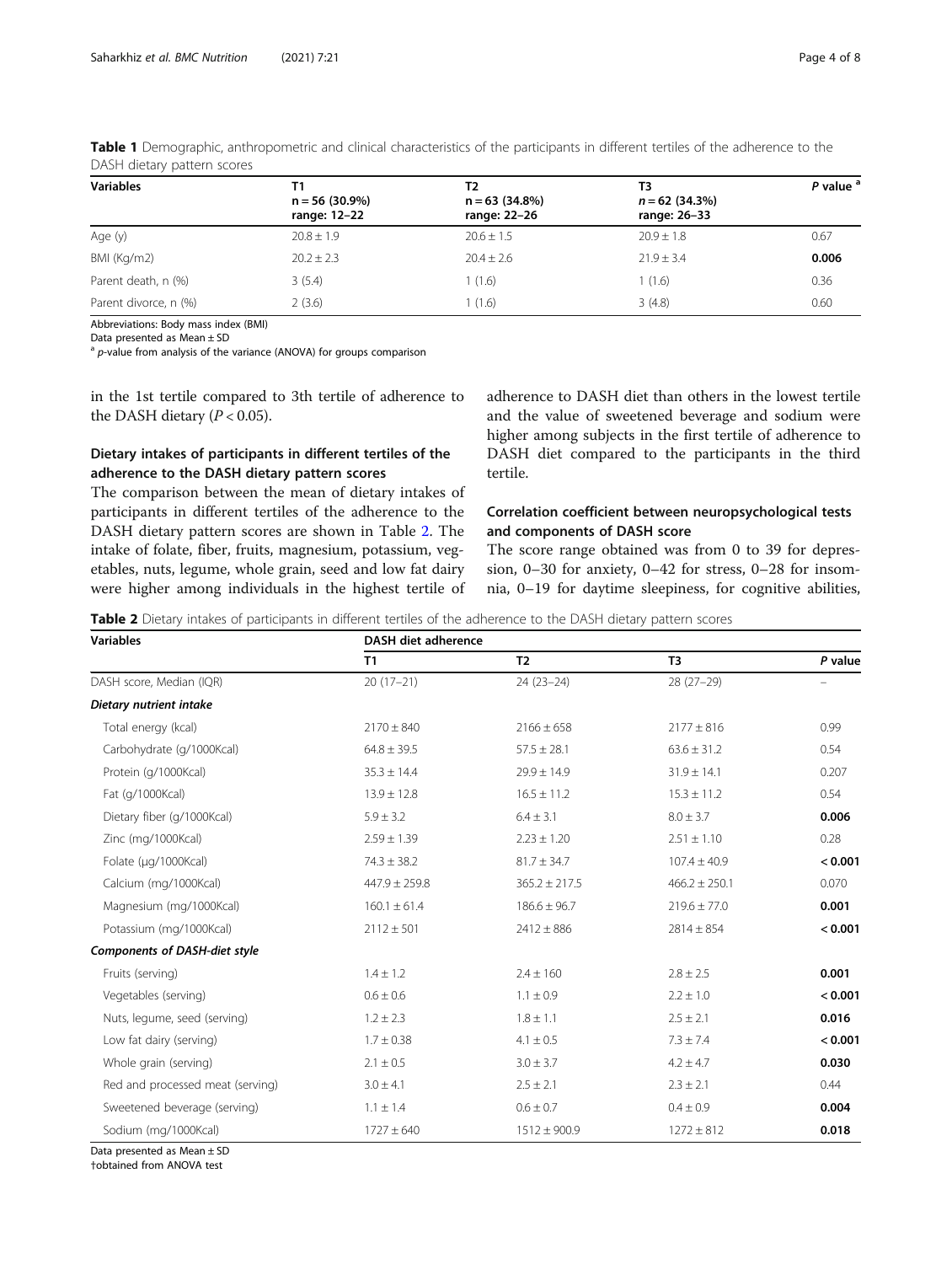**Table 1** Demographic, anthropometric and clinical characteristics of the participants in different tertiles of the adherence to the DASH dietary pattern scores

| Variables | T1<br>n = 56 (30.9%)<br>range: 12–22 | T2<br>n = 63 (34.8%)<br>range: 22–26 | T3<br>n = 62 (34.3%)<br>range: 26–33 | P value [a] |
|---|---|---|---|---|
| Age (y) | 20.8 ± 1.9 | 20.6 ± 1.5 | 20.9 ± 1.8 | 0.67 |
| BMI (Kg/m2) | 20.2 ± 2.3 | 20.4 ± 2.6 | 21.9 ± 3.4 | **0.006** |
| Parent death, n (%) | 3 (5.4) | 1 (1.6) | 1 (1.6) | 0.36 |
| Parent divorce, n (%) | 2 (3.6) | 1 (1.6) | 3 (4.8) | 0.60 |

Abbreviations: Body mass index (BMI)
Data presented as Mean ± SD
[a] p-value from analysis of the variance (ANOVA) for groups comparison

in the 1st tertile compared to 3th tertile of adherence to the DASH dietary ($P < 0.05$).

### Dietary intakes of participants in different tertiles of the adherence to the DASH dietary pattern scores

The comparison between the mean of dietary intakes of participants in different tertiles of the adherence to the DASH dietary pattern scores are shown in Table 2. The intake of folate, fiber, fruits, magnesium, potassium, vegetables, nuts, legume, whole grain, seed and low fat dairy were higher among individuals in the highest tertile of adherence to DASH diet than others in the lowest tertile and the value of sweetened beverage and sodium were higher among subjects in the first tertile of adherence to DASH diet compared to the participants in the third tertile.

### Correlation coefficient between neuropsychological tests and components of DASH score

The score range obtained was from 0 to 39 for depression, 0–30 for anxiety, 0–42 for stress, 0–28 for insomnia, 0–19 for daytime sleepiness, for cognitive abilities,

**Table 2** Dietary intakes of participants in different tertiles of the adherence to the DASH dietary pattern scores

| Variables | DASH diet adherence | | | |
|---|---|---|---|---|
| | T1 | T2 | T3 | P value |
| DASH score, Median (IQR) | 20 (17–21) | 24 (23–24) | 28 (27–29) | – |
| ***Dietary nutrient intake*** | | | | |
| Total energy (kcal) | 2170 ± 840 | 2166 ± 658 | 2177 ± 816 | 0.99 |
| Carbohydrate (g/1000Kcal) | 64.8 ± 39.5 | 57.5 ± 28.1 | 63.6 ± 31.2 | 0.54 |
| Protein (g/1000Kcal) | 35.3 ± 14.4 | 29.9 ± 14.9 | 31.9 ± 14.1 | 0.207 |
| Fat (g/1000Kcal) | 13.9 ± 12.8 | 16.5 ± 11.2 | 15.3 ± 11.2 | 0.54 |
| Dietary fiber (g/1000Kcal) | 5.9 ± 3.2 | 6.4 ± 3.1 | 8.0 ± 3.7 | **0.006** |
| Zinc (mg/1000Kcal) | 2.59 ± 1.39 | 2.23 ± 1.20 | 2.51 ± 1.10 | 0.28 |
| Folate (μg/1000Kcal) | 74.3 ± 38.2 | 81.7 ± 34.7 | 107.4 ± 40.9 | **< 0.001** |
| Calcium (mg/1000Kcal) | 447.9 ± 259.8 | 365.2 ± 217.5 | 466.2 ± 250.1 | 0.070 |
| Magnesium (mg/1000Kcal) | 160.1 ± 61.4 | 186.6 ± 96.7 | 219.6 ± 77.0 | **0.001** |
| Potassium (mg/1000Kcal) | 2112 ± 501 | 2412 ± 886 | 2814 ± 854 | **< 0.001** |
| ***Components of DASH-diet style*** | | | | |
| Fruits (serving) | 1.4 ± 1.2 | 2.4 ± 160 | 2.8 ± 2.5 | **0.001** |
| Vegetables (serving) | 0.6 ± 0.6 | 1.1 ± 0.9 | 2.2 ± 1.0 | **< 0.001** |
| Nuts, legume, seed (serving) | 1.2 ± 2.3 | 1.8 ± 1.1 | 2.5 ± 2.1 | **0.016** |
| Low fat dairy (serving) | 1.7 ± 0.38 | 4.1 ± 0.5 | 7.3 ± 7.4 | **< 0.001** |
| Whole grain (serving) | 2.1 ± 0.5 | 3.0 ± 3.7 | 4.2 ± 4.7 | **0.030** |
| Red and processed meat (serving) | 3.0 ± 4.1 | 2.5 ± 2.1 | 2.3 ± 2.1 | 0.44 |
| Sweetened beverage (serving) | 1.1 ± 1.4 | 0.6 ± 0.7 | 0.4 ± 0.9 | **0.004** |
| Sodium (mg/1000Kcal) | 1727 ± 640 | 1512 ± 900.9 | 1272 ± 812 | **0.018** |

Data presented as Mean ± SD
†obtained from ANOVA test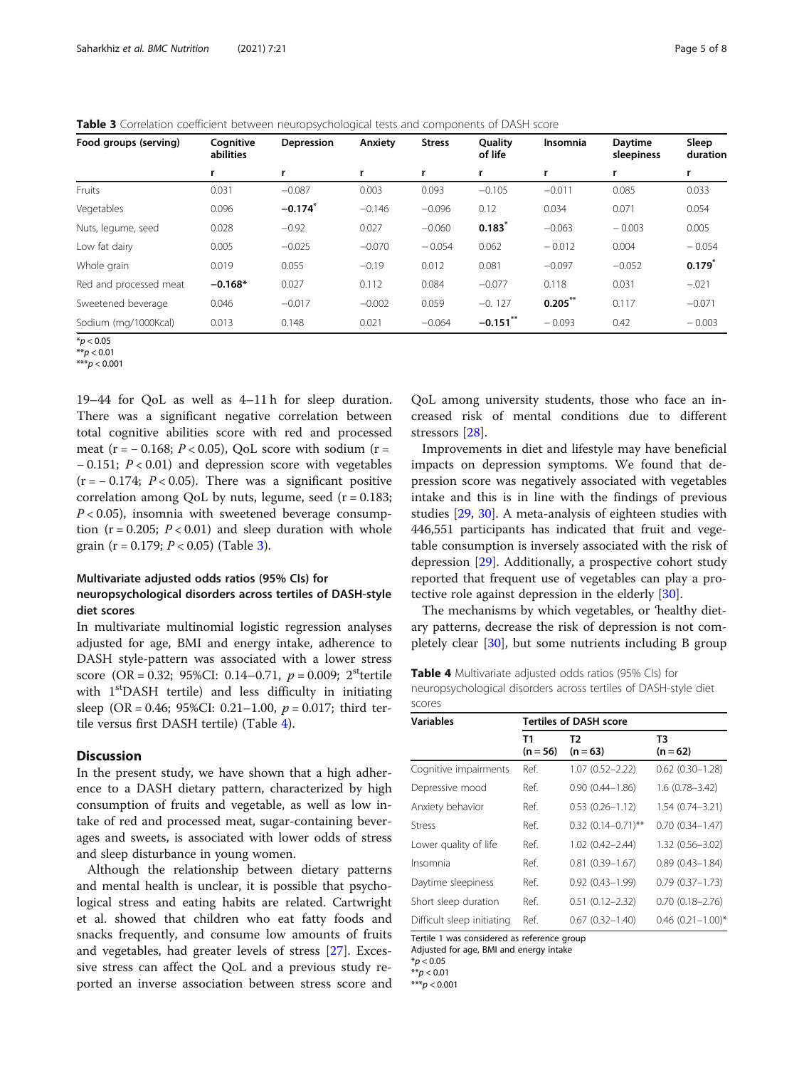**Table 3** Correlation coefficient between neuropsychological tests and components of DASH score

| Food groups (serving) | Cognitive abilities | Depression | Anxiety | Stress | Quality of life | Insomnia | Daytime sleepiness | Sleep duration |
|---|---|---|---|---|---|---|---|---|
| | r | r | r | r | r | r | r | r |
| Fruits | 0.031 | −0.087 | 0.003 | 0.093 | −0.105 | −0.011 | 0.085 | 0.033 |
| Vegetables | 0.096 | **−0.174*** | −0.146 | −0.096 | 0.12 | 0.034 | 0.071 | 0.054 |
| Nuts, legume, seed | 0.028 | −0.92 | 0.027 | −0.060 | **0.183*** | −0.063 | − 0.003 | 0.005 |
| Low fat dairy | 0.005 | −0.025 | −0.070 | − 0.054 | 0.062 | − 0.012 | 0.004 | − 0.054 |
| Whole grain | 0.019 | 0.055 | −0.19 | 0.012 | 0.081 | −0.097 | −0.052 | **0.179*** |
| Red and processed meat | **−0.168*** | 0.027 | 0.112 | 0.084 | −0.077 | 0.118 | 0.031 | −.021 |
| Sweetened beverage | 0.046 | −0.017 | −0.002 | 0.059 | −0. 127 | **0.205**** | 0.117 | −0.071 |
| Sodium (mg/1000Kcal) | 0.013 | 0.148 | 0.021 | −0.064 | **−0.151**** | − 0.093 | 0.42 | − 0.003 |

*$p < 0.05$
**$p < 0.01$
***$p < 0.001$

19–44 for QoL as well as 4–11 h for sleep duration. There was a significant negative correlation between total cognitive abilities score with red and processed meat ($r = -0.168$; $P < 0.05$), QoL score with sodium ($r = -0.151$; $P < 0.01$) and depression score with vegetables ($r = -0.174$; $P < 0.05$). There was a significant positive correlation among QoL by nuts, legume, seed ($r = 0.183$; $P < 0.05$), insomnia with sweetened beverage consumption ($r = 0.205$; $P < 0.01$) and sleep duration with whole grain ($r = 0.179$; $P < 0.05$) (Table 3).

### Multivariate adjusted odds ratios (95% CIs) for neuropsychological disorders across tertiles of DASH-style diet scores

In multivariate multinomial logistic regression analyses adjusted for age, BMI and energy intake, adherence to DASH style-pattern was associated with a lower stress score (OR = 0.32; 95%CI: 0.14–0.71, $p = 0.009$; 2[st]tertile with 1[st]DASH tertile) and less difficulty in initiating sleep (OR = 0.46; 95%CI: 0.21–1.00, $p = 0.017$; third tertile versus first DASH tertile) (Table 4).

## Discussion

In the present study, we have shown that a high adherence to a DASH dietary pattern, characterized by high consumption of fruits and vegetable, as well as low intake of red and processed meat, sugar-containing beverages and sweets, is associated with lower odds of stress and sleep disturbance in young women.

Although the relationship between dietary patterns and mental health is unclear, it is possible that psychological stress and eating habits are related. Cartwright et al. showed that children who eat fatty foods and snacks frequently, and consume low amounts of fruits and vegetables, had greater levels of stress [27]. Excessive stress can affect the QoL and a previous study reported an inverse association between stress score and QoL among university students, those who face an increased risk of mental conditions due to different stressors [28].

Improvements in diet and lifestyle may have beneficial impacts on depression symptoms. We found that depression score was negatively associated with vegetables intake and this is in line with the findings of previous studies [29, 30]. A meta-analysis of eighteen studies with 446,551 participants has indicated that fruit and vegetable consumption is inversely associated with the risk of depression [29]. Additionally, a prospective cohort study reported that frequent use of vegetables can play a protective role against depression in the elderly [30].

The mechanisms by which vegetables, or 'healthy dietary patterns, decrease the risk of depression is not completely clear [30], but some nutrients including B group

**Table 4** Multivariate adjusted odds ratios (95% CIs) for neuropsychological disorders across tertiles of DASH-style diet scores

| Variables | Tertiles of DASH score | | |
|---|---|---|---|
| | T1 (n = 56) | T2 (n = 63) | T3 (n = 62) |
| Cognitive impairments | Ref. | 1.07 (0.52–2.22) | 0.62 (0.30–1.28) |
| Depressive mood | Ref. | 0.90 (0.44–1.86) | 1.6 (0.78–3.42) |
| Anxiety behavior | Ref. | 0.53 (0.26–1.12) | 1.54 (0.74–3.21) |
| Stress | Ref. | 0.32 (0.14–0.71)** | 0.70 (0.34–1.47) |
| Lower quality of life | Ref. | 1.02 (0.42–2.44) | 1.32 (0.56–3.02) |
| Insomnia | Ref. | 0.81 (0.39–1.67) | 0.89 (0.43–1.84) |
| Daytime sleepiness | Ref. | 0.92 (0.43–1.99) | 0.79 (0.37–1.73) |
| Short sleep duration | Ref. | 0.51 (0.12–2.32) | 0.70 (0.18–2.76) |
| Difficult sleep initiating | Ref. | 0.67 (0.32–1.40) | 0.46 (0.21–1.00)* |

Tertile 1 was considered as reference group
Adjusted for age, BMI and energy intake
*$p < 0.05$
**$p < 0.01$
***$p < 0.001$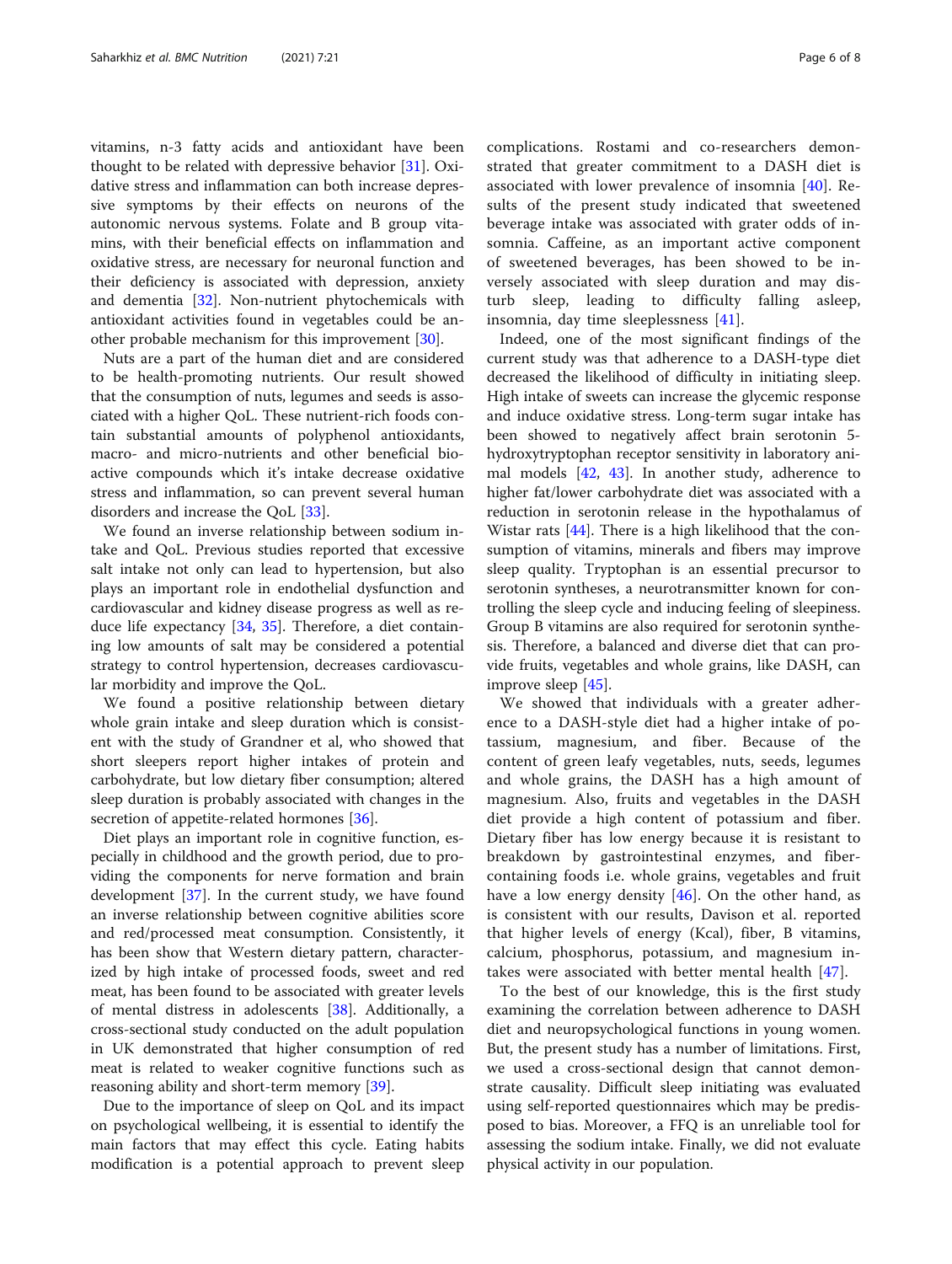vitamins, n-3 fatty acids and antioxidant have been thought to be related with depressive behavior [31]. Oxidative stress and inflammation can both increase depressive symptoms by their effects on neurons of the autonomic nervous systems. Folate and B group vitamins, with their beneficial effects on inflammation and oxidative stress, are necessary for neuronal function and their deficiency is associated with depression, anxiety and dementia [32]. Non-nutrient phytochemicals with antioxidant activities found in vegetables could be another probable mechanism for this improvement [30].

Nuts are a part of the human diet and are considered to be health-promoting nutrients. Our result showed that the consumption of nuts, legumes and seeds is associated with a higher QoL. These nutrient-rich foods contain substantial amounts of polyphenol antioxidants, macro- and micro-nutrients and other beneficial bioactive compounds which it's intake decrease oxidative stress and inflammation, so can prevent several human disorders and increase the QoL [33].

We found an inverse relationship between sodium intake and QoL. Previous studies reported that excessive salt intake not only can lead to hypertension, but also plays an important role in endothelial dysfunction and cardiovascular and kidney disease progress as well as reduce life expectancy [34, 35]. Therefore, a diet containing low amounts of salt may be considered a potential strategy to control hypertension, decreases cardiovascular morbidity and improve the QoL.

We found a positive relationship between dietary whole grain intake and sleep duration which is consistent with the study of Grandner et al, who showed that short sleepers report higher intakes of protein and carbohydrate, but low dietary fiber consumption; altered sleep duration is probably associated with changes in the secretion of appetite-related hormones [36].

Diet plays an important role in cognitive function, especially in childhood and the growth period, due to providing the components for nerve formation and brain development [37]. In the current study, we have found an inverse relationship between cognitive abilities score and red/processed meat consumption. Consistently, it has been show that Western dietary pattern, characterized by high intake of processed foods, sweet and red meat, has been found to be associated with greater levels of mental distress in adolescents [38]. Additionally, a cross-sectional study conducted on the adult population in UK demonstrated that higher consumption of red meat is related to weaker cognitive functions such as reasoning ability and short-term memory [39].

Due to the importance of sleep on QoL and its impact on psychological wellbeing, it is essential to identify the main factors that may effect this cycle. Eating habits modification is a potential approach to prevent sleep complications. Rostami and co-researchers demonstrated that greater commitment to a DASH diet is associated with lower prevalence of insomnia [40]. Results of the present study indicated that sweetened beverage intake was associated with grater odds of insomnia. Caffeine, as an important active component of sweetened beverages, has been showed to be inversely associated with sleep duration and may disturb sleep, leading to difficulty falling asleep, insomnia, day time sleeplessness [41].

Indeed, one of the most significant findings of the current study was that adherence to a DASH-type diet decreased the likelihood of difficulty in initiating sleep. High intake of sweets can increase the glycemic response and induce oxidative stress. Long-term sugar intake has been showed to negatively affect brain serotonin 5-hydroxytryptophan receptor sensitivity in laboratory animal models [42, 43]. In another study, adherence to higher fat/lower carbohydrate diet was associated with a reduction in serotonin release in the hypothalamus of Wistar rats [44]. There is a high likelihood that the consumption of vitamins, minerals and fibers may improve sleep quality. Tryptophan is an essential precursor to serotonin syntheses, a neurotransmitter known for controlling the sleep cycle and inducing feeling of sleepiness. Group B vitamins are also required for serotonin synthesis. Therefore, a balanced and diverse diet that can provide fruits, vegetables and whole grains, like DASH, can improve sleep [45].

We showed that individuals with a greater adherence to a DASH-style diet had a higher intake of potassium, magnesium, and fiber. Because of the content of green leafy vegetables, nuts, seeds, legumes and whole grains, the DASH has a high amount of magnesium. Also, fruits and vegetables in the DASH diet provide a high content of potassium and fiber. Dietary fiber has low energy because it is resistant to breakdown by gastrointestinal enzymes, and fiber-containing foods i.e. whole grains, vegetables and fruit have a low energy density [46]. On the other hand, as is consistent with our results, Davison et al. reported that higher levels of energy (Kcal), fiber, B vitamins, calcium, phosphorus, potassium, and magnesium intakes were associated with better mental health [47].

To the best of our knowledge, this is the first study examining the correlation between adherence to DASH diet and neuropsychological functions in young women. But, the present study has a number of limitations. First, we used a cross-sectional design that cannot demonstrate causality. Difficult sleep initiating was evaluated using self-reported questionnaires which may be predisposed to bias. Moreover, a FFQ is an unreliable tool for assessing the sodium intake. Finally, we did not evaluate physical activity in our population.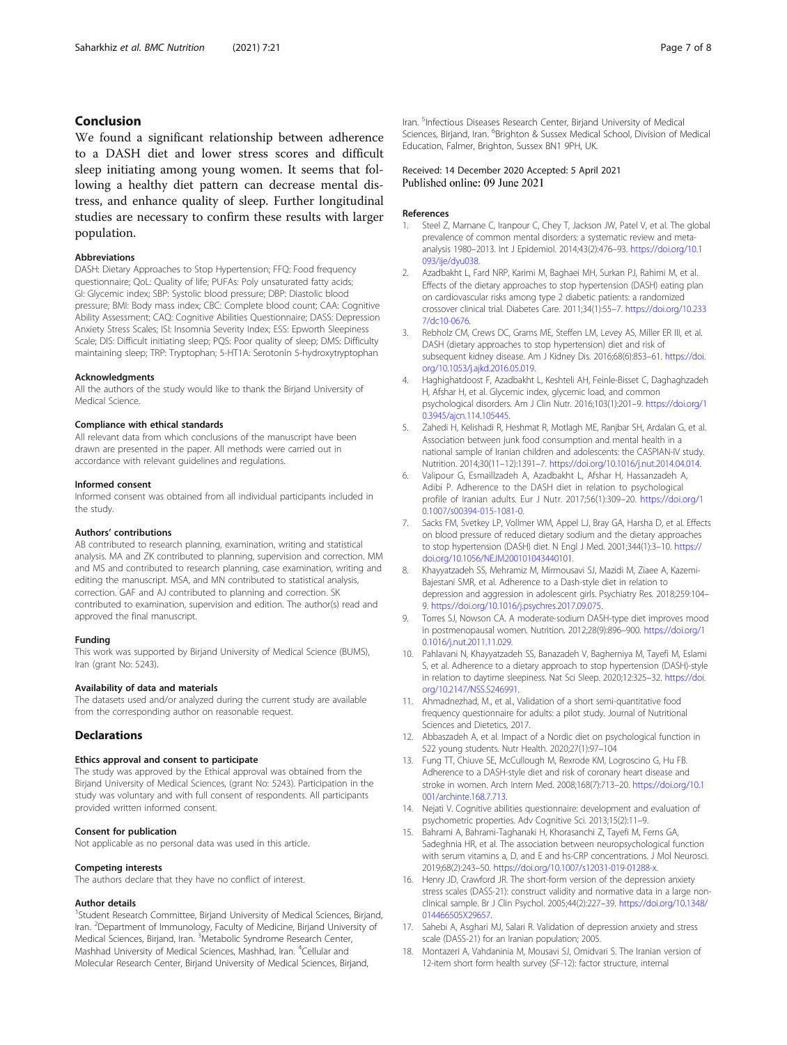## Conclusion

We found a significant relationship between adherence to a DASH diet and lower stress scores and difficult sleep initiating among young women. It seems that following a healthy diet pattern can decrease mental distress, and enhance quality of sleep. Further longitudinal studies are necessary to confirm these results with larger population.

### Abbreviations

DASH: Dietary Approaches to Stop Hypertension; FFQ: Food frequency questionnaire; QoL: Quality of life; PUFAs: Poly unsaturated fatty acids; GI: Glycemic index; SBP: Systolic blood pressure; DBP: Diastolic blood pressure; BMI: Body mass index; CBC: Complete blood count; CAA: Cognitive Ability Assessment; CAQ: Cognitive Abilities Questionnaire; DASS: Depression Anxiety Stress Scales; ISI: Insomnia Severity Index; ESS: Epworth Sleepiness Scale; DIS: Difficult initiating sleep; PQS: Poor quality of sleep; DMS: Difficulty maintaining sleep; TRP: Tryptophan; 5-HT1A: Serotonin 5-hydroxytryptophan

### Acknowledgments

All the authors of the study would like to thank the Birjand University of Medical Science.

### Compliance with ethical standards

All relevant data from which conclusions of the manuscript have been drawn are presented in the paper. All methods were carried out in accordance with relevant guidelines and regulations.

### Informed consent

Informed consent was obtained from all individual participants included in the study.

### Authors' contributions

AB contributed to research planning, examination, writing and statistical analysis. MA and ZK contributed to planning, supervision and correction. MM and MS and contributed to research planning, case examination, writing and editing the manuscript. MSA, and MN contributed to statistical analysis, correction. GAF and AJ contributed to planning and correction. SK contributed to examination, supervision and edition. The author(s) read and approved the final manuscript.

### Funding

This work was supported by Birjand University of Medical Science (BUMS), Iran (grant No: 5243).

### Availability of data and materials

The datasets used and/or analyzed during the current study are available from the corresponding author on reasonable request.

## Declarations

### Ethics approval and consent to participate

The study was approved by the Ethical approval was obtained from the Birjand University of Medical Sciences, (grant No: 5243). Participation in the study was voluntary and with full consent of respondents. All participants provided written informed consent.

### Consent for publication

Not applicable as no personal data was used in this article.

### Competing interests

The authors declare that they have no conflict of interest.

### Author details

[1]Student Research Committee, Birjand University of Medical Sciences, Birjand, Iran. [2]Department of Immunology, Faculty of Medicine, Birjand University of Medical Sciences, Birjand, Iran. [3]Metabolic Syndrome Research Center, Mashhad University of Medical Sciences, Mashhad, Iran. [4]Cellular and Molecular Research Center, Birjand University of Medical Sciences, Birjand, Iran. [5]Infectious Diseases Research Center, Birjand University of Medical Sciences, Birjand, Iran. [6]Brighton & Sussex Medical School, Division of Medical Education, Falmer, Brighton, Sussex BN1 9PH, UK.

Received: 14 December 2020 Accepted: 5 April 2021
Published online: 09 June 2021

### References

1. Steel Z, Marnane C, Iranpour C, Chey T, Jackson JW, Patel V, et al. The global prevalence of common mental disorders: a systematic review and meta-analysis 1980–2013. Int J Epidemiol. 2014;43(2):476–93. https://doi.org/10.1093/ije/dyu038.
2. Azadbakht L, Fard NRP, Karimi M, Baghaei MH, Surkan PJ, Rahimi M, et al. Effects of the dietary approaches to stop hypertension (DASH) eating plan on cardiovascular risks among type 2 diabetic patients: a randomized crossover clinical trial. Diabetes Care. 2011;34(1):55–7. https://doi.org/10.2337/dc10-0676.
3. Rebholz CM, Crews DC, Grams ME, Steffen LM, Levey AS, Miller ER III, et al. DASH (dietary approaches to stop hypertension) diet and risk of subsequent kidney disease. Am J Kidney Dis. 2016;68(6):853–61. https://doi.org/10.1053/j.ajkd.2016.05.019.
4. Haghighatdoost F, Azadbakht L, Keshteli AH, Feinle-Bisset C, Daghaghzadeh H, Afshar H, et al. Glycemic index, glycemic load, and common psychological disorders. Am J Clin Nutr. 2016;103(1):201–9. https://doi.org/10.3945/ajcn.114.105445.
5. Zahedi H, Kelishadi R, Heshmat R, Motlagh ME, Ranjbar SH, Ardalan G, et al. Association between junk food consumption and mental health in a national sample of Iranian children and adolescents: the CASPIAN-IV study. Nutrition. 2014;30(11–12):1391–7. https://doi.org/10.1016/j.nut.2014.04.014.
6. Valipour G, Esmaillzadeh A, Azadbakht L, Afshar H, Hassanzadeh A, Adibi P. Adherence to the DASH diet in relation to psychological profile of Iranian adults. Eur J Nutr. 2017;56(1):309–20. https://doi.org/10.1007/s00394-015-1081-0.
7. Sacks FM, Svetkey LP, Vollmer WM, Appel LJ, Bray GA, Harsha D, et al. Effects on blood pressure of reduced dietary sodium and the dietary approaches to stop hypertension (DASH) diet. N Engl J Med. 2001;344(1):3–10. https://doi.org/10.1056/NEJM200101043440101.
8. Khayyatzadeh SS, Mehramiz M, Mirmousavi SJ, Mazidi M, Ziaee A, Kazemi-Bajestani SMR, et al. Adherence to a Dash-style diet in relation to depression and aggression in adolescent girls. Psychiatry Res. 2018;259:104–9. https://doi.org/10.1016/j.psychres.2017.09.075.
9. Torres SJ, Nowson CA. A moderate-sodium DASH-type diet improves mood in postmenopausal women. Nutrition. 2012;28(9):896–900. https://doi.org/10.1016/j.nut.2011.11.029.
10. Pahlavani N, Khayyatzadeh SS, Banazadeh V, Bagherniya M, Tayefi M, Eslami S, et al. Adherence to a dietary approach to stop hypertension (DASH)-style in relation to daytime sleepiness. Nat Sci Sleep. 2020;12:325–32. https://doi.org/10.2147/NSS.S246991.
11. Ahmadnezhad, M., et al., Validation of a short semi-quantitative food frequency questionnaire for adults: a pilot study. Journal of Nutritional Sciences and Dietetics, 2017.
12. Abbaszadeh A, et al. Impact of a Nordic diet on psychological function in 522 young students. Nutr Health. 2020;27(1):97–104
13. Fung TT, Chiuve SE, McCullough M, Rexrode KM, Logroscino G, Hu FB. Adherence to a DASH-style diet and risk of coronary heart disease and stroke in women. Arch Intern Med. 2008;168(7):713–20. https://doi.org/10.1001/archinte.168.7.713.
14. Nejati V. Cognitive abilities questionnaire: development and evaluation of psychometric properties. Adv Cognitive Sci. 2013;15(2):11–9.
15. Bahrami A, Bahrami-Taghanaki H, Khorasanchi Z, Tayefi M, Ferns GA, Sadeghnia HR, et al. The association between neuropsychological function with serum vitamins a, D, and E and hs-CRP concentrations. J Mol Neurosci. 2019;68(2):243–50. https://doi.org/10.1007/s12031-019-01288-x.
16. Henry JD, Crawford JR. The short-form version of the depression anxiety stress scales (DASS-21): construct validity and normative data in a large non-clinical sample. Br J Clin Psychol. 2005;44(2):227–39. https://doi.org/10.1348/014466505X29657.
17. Sahebi A, Asghari MJ, Salari R. Validation of depression anxiety and stress scale (DASS-21) for an Iranian population; 2005.
18. Montazeri A, Vahdaninia M, Mousavi SJ, Omidvari S. The Iranian version of 12-item short form health survey (SF-12): factor structure, internal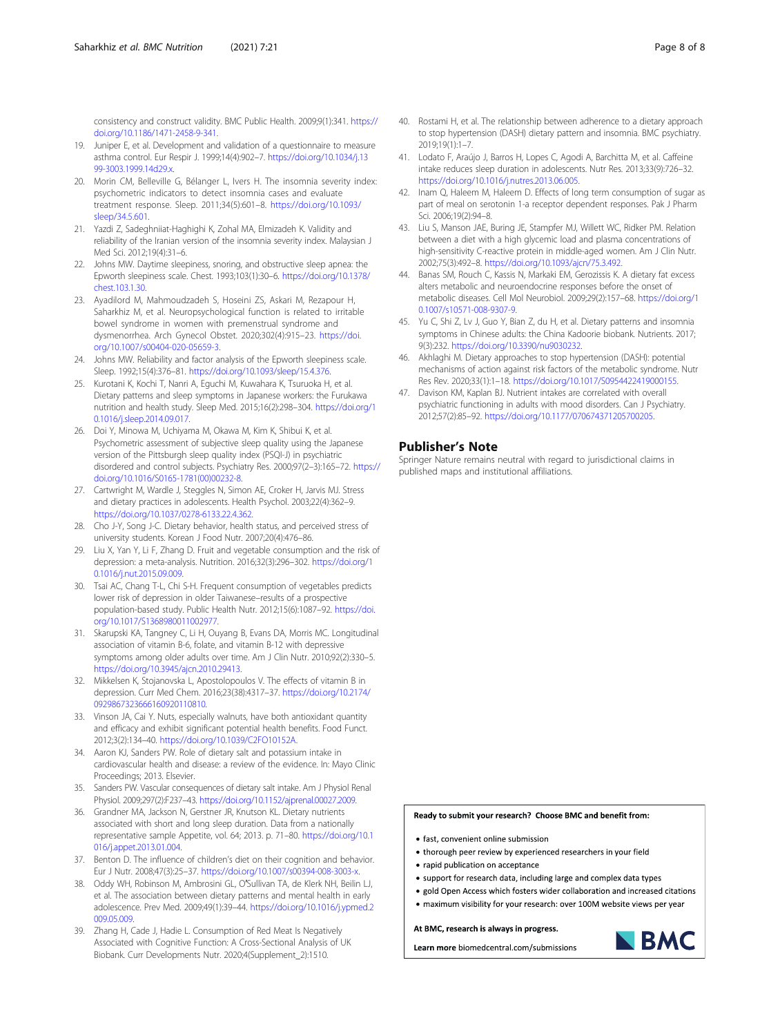consistency and construct validity. BMC Public Health. 2009;9(1):341. https://doi.org/10.1186/1471-2458-9-341.

19. Juniper E, et al. Development and validation of a questionnaire to measure asthma control. Eur Respir J. 1999;14(4):902–7. https://doi.org/10.1034/j.1399-3003.1999.14d29.x.
20. Morin CM, Belleville G, Bélanger L, Ivers H. The insomnia severity index: psychometric indicators to detect insomnia cases and evaluate treatment response. Sleep. 2011;34(5):601–8. https://doi.org/10.1093/sleep/34.5.601.
21. Yazdi Z, Sadeghniiat-Haghighi K, Zohal MA, Elmizadeh K. Validity and reliability of the Iranian version of the insomnia severity index. Malaysian J Med Sci. 2012;19(4):31–6.
22. Johns MW. Daytime sleepiness, snoring, and obstructive sleep apnea: the Epworth sleepiness scale. Chest. 1993;103(1):30–6. https://doi.org/10.1378/chest.103.1.30.
23. Ayadilord M, Mahmoudzadeh S, Hoseini ZS, Askari M, Rezapour H, Saharkhiz M, et al. Neuropsychological function is related to irritable bowel syndrome in women with premenstrual syndrome and dysmenorrhea. Arch Gynecol Obstet. 2020;302(4):915–23. https://doi.org/10.1007/s00404-020-05659-3.
24. Johns MW. Reliability and factor analysis of the Epworth sleepiness scale. Sleep. 1992;15(4):376–81. https://doi.org/10.1093/sleep/15.4.376.
25. Kurotani K, Kochi T, Nanri A, Eguchi M, Kuwahara K, Tsuruoka H, et al. Dietary patterns and sleep symptoms in Japanese workers: the Furukawa nutrition and health study. Sleep Med. 2015;16(2):298–304. https://doi.org/10.1016/j.sleep.2014.09.017.
26. Doi Y, Minowa M, Uchiyama M, Okawa M, Kim K, Shibui K, et al. Psychometric assessment of subjective sleep quality using the Japanese version of the Pittsburgh sleep quality index (PSQI-J) in psychiatric disordered and control subjects. Psychiatry Res. 2000;97(2–3):165–72. https://doi.org/10.1016/S0165-1781(00)00232-8.
27. Cartwright M, Wardle J, Steggles N, Simon AE, Croker H, Jarvis MJ. Stress and dietary practices in adolescents. Health Psychol. 2003;22(4):362–9. https://doi.org/10.1037/0278-6133.22.4.362.
28. Cho J-Y, Song J-C. Dietary behavior, health status, and perceived stress of university students. Korean J Food Nutr. 2007;20(4):476–86.
29. Liu X, Yan Y, Li F, Zhang D. Fruit and vegetable consumption and the risk of depression: a meta-analysis. Nutrition. 2016;32(3):296–302. https://doi.org/10.1016/j.nut.2015.09.009.
30. Tsai AC, Chang T-L, Chi S-H. Frequent consumption of vegetables predicts lower risk of depression in older Taiwanese–results of a prospective population-based study. Public Health Nutr. 2012;15(6):1087–92. https://doi.org/10.1017/S1368980011002977.
31. Skarupski KA, Tangney C, Li H, Ouyang B, Evans DA, Morris MC. Longitudinal association of vitamin B-6, folate, and vitamin B-12 with depressive symptoms among older adults over time. Am J Clin Nutr. 2010;92(2):330–5. https://doi.org/10.3945/ajcn.2010.29413.
32. Mikkelsen K, Stojanovska L, Apostolopoulos V. The effects of vitamin B in depression. Curr Med Chem. 2016;23(38):4317–37. https://doi.org/10.2174/0929867323666160920110810.
33. Vinson JA, Cai Y. Nuts, especially walnuts, have both antioxidant quantity and efficacy and exhibit significant potential health benefits. Food Funct. 2012;3(2):134–40. https://doi.org/10.1039/C2FO10152A.
34. Aaron KJ, Sanders PW. Role of dietary salt and potassium intake in cardiovascular health and disease: a review of the evidence. In: Mayo Clinic Proceedings; 2013. Elsevier.
35. Sanders PW. Vascular consequences of dietary salt intake. Am J Physiol Renal Physiol. 2009;297(2):F237–43. https://doi.org/10.1152/ajprenal.00027.2009.
36. Grandner MA, Jackson N, Gerstner JR, Knutson KL. Dietary nutrients associated with short and long sleep duration. Data from a nationally representative sample Appetite, vol. 64; 2013. p. 71–80. https://doi.org/10.1016/j.appet.2013.01.004.
37. Benton D. The influence of children's diet on their cognition and behavior. Eur J Nutr. 2008;47(3):25–37. https://doi.org/10.1007/s00394-008-3003-x.
38. Oddy WH, Robinson M, Ambrosini GL, O'Sullivan TA, de Klerk NH, Beilin LJ, et al. The association between dietary patterns and mental health in early adolescence. Prev Med. 2009;49(1):39–44. https://doi.org/10.1016/j.ypmed.2009.05.009.
39. Zhang H, Cade J, Hadie L. Consumption of Red Meat Is Negatively Associated with Cognitive Function: A Cross-Sectional Analysis of UK Biobank. Curr Developments Nutr. 2020;4(Supplement_2):1510.
40. Rostami H, et al. The relationship between adherence to a dietary approach to stop hypertension (DASH) dietary pattern and insomnia. BMC psychiatry. 2019;19(1):1–7.
41. Lodato F, Araújo J, Barros H, Lopes C, Agodi A, Barchitta M, et al. Caffeine intake reduces sleep duration in adolescents. Nutr Res. 2013;33(9):726–32. https://doi.org/10.1016/j.nutres.2013.06.005.
42. Inam Q, Haleem M, Haleem D. Effects of long term consumption of sugar as part of meal on serotonin 1-a receptor dependent responses. Pak J Pharm Sci. 2006;19(2):94–8.
43. Liu S, Manson JAE, Buring JE, Stampfer MJ, Willett WC, Ridker PM. Relation between a diet with a high glycemic load and plasma concentrations of high-sensitivity C-reactive protein in middle-aged women. Am J Clin Nutr. 2002;75(3):492–8. https://doi.org/10.1093/ajcn/75.3.492.
44. Banas SM, Rouch C, Kassis N, Markaki EM, Gerozissis K. A dietary fat excess alters metabolic and neuroendocrine responses before the onset of metabolic diseases. Cell Mol Neurobiol. 2009;29(2):157–68. https://doi.org/10.1007/s10571-008-9307-9.
45. Yu C, Shi Z, Lv J, Guo Y, Bian Z, du H, et al. Dietary patterns and insomnia symptoms in Chinese adults: the China Kadoorie biobank. Nutrients. 2017;9(3):232. https://doi.org/10.3390/nu9030232.
46. Akhlaghi M. Dietary approaches to stop hypertension (DASH): potential mechanisms of action against risk factors of the metabolic syndrome. Nutr Res Rev. 2020;33(1):1–18. https://doi.org/10.1017/S0954422419000155.
47. Davison KM, Kaplan BJ. Nutrient intakes are correlated with overall psychiatric functioning in adults with mood disorders. Can J Psychiatry. 2012;57(2):85–92. https://doi.org/10.1177/070674371205700205.

## Publisher's Note

Springer Nature remains neutral with regard to jurisdictional claims in published maps and institutional affiliations.

**Ready to submit your research? Choose BMC and benefit from:**

- fast, convenient online submission
- thorough peer review by experienced researchers in your field
- rapid publication on acceptance
- support for research data, including large and complex data types
- gold Open Access which fosters wider collaboration and increased citations
- maximum visibility for your research: over 100M website views per year

**At BMC, research is always in progress.**

**Learn more** biomedcentral.com/submissions

BMC